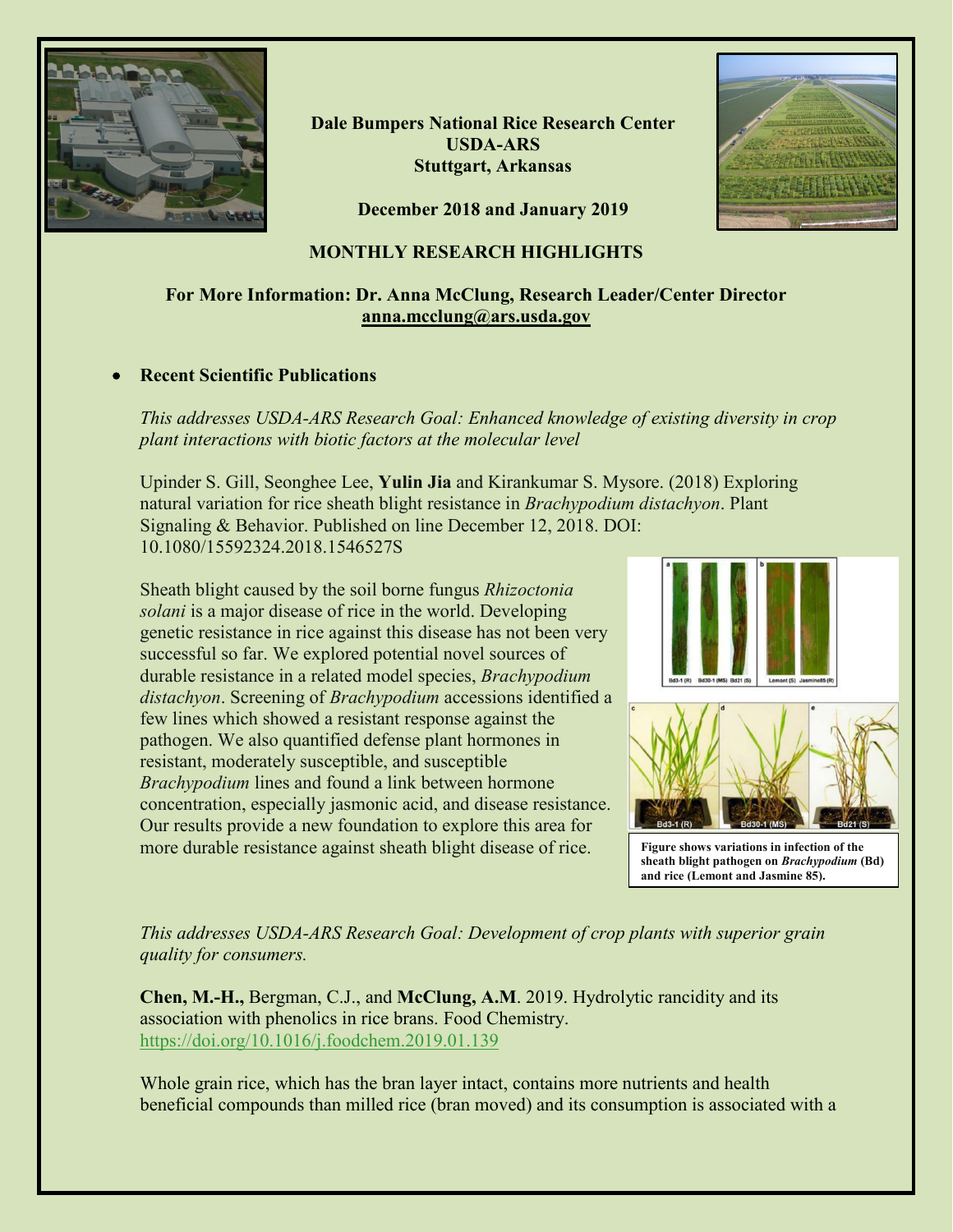**Dale Bumpers National Rice Research Center**
**USDA-ARS**
**Stuttgart, Arkansas**

**December 2018 and January 2019**

## MONTHLY RESEARCH HIGHLIGHTS

**For More Information: Dr. Anna McClung, Research Leader/Center Director**
**anna.mcclung@ars.usda.gov**

- **Recent Scientific Publications**

*This addresses USDA-ARS Research Goal: Enhanced knowledge of existing diversity in crop plant interactions with biotic factors at the molecular level*

Upinder S. Gill, Seonghee Lee, **Yulin Jia** and Kirankumar S. Mysore. (2018) Exploring natural variation for rice sheath blight resistance in *Brachypodium distachyon*. Plant Signaling & Behavior. Published on line December 12, 2018. DOI: 10.1080/15592324.2018.1546527S

Sheath blight caused by the soil borne fungus *Rhizoctonia solani* is a major disease of rice in the world. Developing genetic resistance in rice against this disease has not been very successful so far. We explored potential novel sources of durable resistance in a related model species, *Brachypodium distachyon*. Screening of *Brachypodium* accessions identified a few lines which showed a resistant response against the pathogen. We also quantified defense plant hormones in resistant, moderately susceptible, and susceptible *Brachypodium* lines and found a link between hormone concentration, especially jasmonic acid, and disease resistance. Our results provide a new foundation to explore this area for more durable resistance against sheath blight disease of rice.

**Figure shows variations in infection of the sheath blight pathogen on *Brachypodium* (Bd) and rice (Lemont and Jasmine 85).**

*This addresses USDA-ARS Research Goal: Development of crop plants with superior grain quality for consumers.*

**Chen, M.-H.,** Bergman, C.J., and **McClung, A.M**. 2019. Hydrolytic rancidity and its association with phenolics in rice brans. Food Chemistry. https://doi.org/10.1016/j.foodchem.2019.01.139

Whole grain rice, which has the bran layer intact, contains more nutrients and health beneficial compounds than milled rice (bran moved) and its consumption is associated with a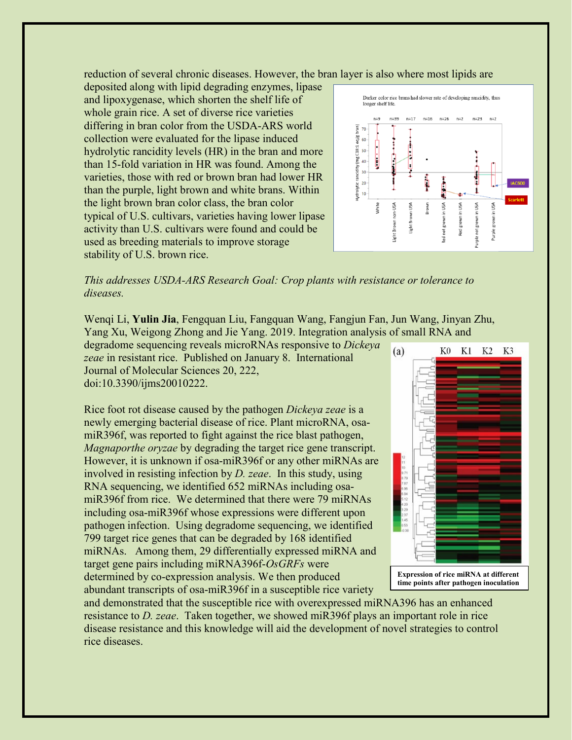reduction of several chronic diseases. However, the bran layer is also where most lipids are deposited along with lipid degrading enzymes, lipase and lipoxygenase, which shorten the shelf life of whole grain rice. A set of diverse rice varieties differing in bran color from the USDA-ARS world collection were evaluated for the lipase induced hydrolytic rancidity levels (HR) in the bran and more than 15-fold variation in HR was found. Among the varieties, those with red or brown bran had lower HR than the purple, light brown and white brans. Within the light brown bran color class, the bran color typical of U.S. cultivars, varieties having lower lipase activity than U.S. cultivars were found and could be used as breeding materials to improve storage stability of U.S. brown rice.

Darker color rice brans had slower rate of developing rancidity, thus longer shelf life.

*This addresses USDA-ARS Research Goal: Crop plants with resistance or tolerance to diseases.*

Wenqi Li, **Yulin Jia**, Fengquan Liu, Fangquan Wang, Fangjun Fan, Jun Wang, Jinyan Zhu, Yang Xu, Weigong Zhong and Jie Yang. 2019. Integration analysis of small RNA and degradome sequencing reveals microRNAs responsive to *Dickeya zeae* in resistant rice. Published on January 8. International Journal of Molecular Sciences 20, 222, doi:10.3390/ijms20010222.

Rice foot rot disease caused by the pathogen *Dickeya zeae* is a newly emerging bacterial disease of rice. Plant microRNA, osa-miR396f, was reported to fight against the rice blast pathogen, *Magnaporthe oryzae* by degrading the target rice gene transcript. However, it is unknown if osa-miR396f or any other miRNAs are involved in resisting infection by *D. zeae*. In this study, using RNA sequencing, we identified 652 miRNAs including osa-miR396f from rice. We determined that there were 79 miRNAs including osa-miR396f whose expressions were different upon pathogen infection. Using degradome sequencing, we identified 799 target rice genes that can be degraded by 168 identified miRNAs. Among them, 29 differentially expressed miRNA and target gene pairs including miRNA396f-*OsGRFs* were determined by co-expression analysis. We then produced abundant transcripts of osa-miR396f in a susceptible rice variety and demonstrated that the susceptible rice with overexpressed miRNA396 has an enhanced resistance to *D. zeae*. Taken together, we showed miR396f plays an important role in rice disease resistance and this knowledge will aid the development of novel strategies to control rice diseases.

**Expression of rice miRNA at different time points after pathogen inoculation**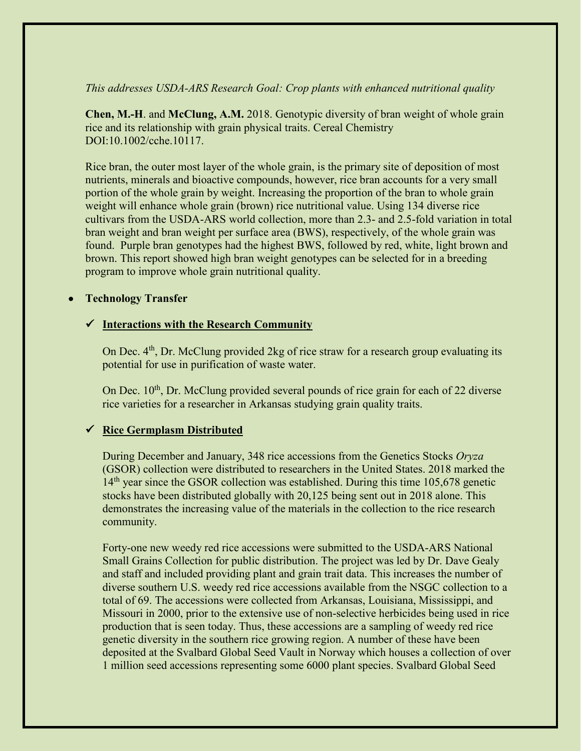*This addresses USDA-ARS Research Goal: Crop plants with enhanced nutritional quality*

**Chen, M.-H**. and **McClung, A.M.** 2018. Genotypic diversity of bran weight of whole grain rice and its relationship with grain physical traits. Cereal Chemistry DOI:10.1002/cche.10117.

Rice bran, the outer most layer of the whole grain, is the primary site of deposition of most nutrients, minerals and bioactive compounds, however, rice bran accounts for a very small portion of the whole grain by weight. Increasing the proportion of the bran to whole grain weight will enhance whole grain (brown) rice nutritional value. Using 134 diverse rice cultivars from the USDA-ARS world collection, more than 2.3- and 2.5-fold variation in total bran weight and bran weight per surface area (BWS), respectively, of the whole grain was found. Purple bran genotypes had the highest BWS, followed by red, white, light brown and brown. This report showed high bran weight genotypes can be selected for in a breeding program to improve whole grain nutritional quality.

- **Technology Transfer**

  ✓ **Interactions with the Research Community**

  On Dec. 4th, Dr. McClung provided 2kg of rice straw for a research group evaluating its potential for use in purification of waste water.

  On Dec. 10th, Dr. McClung provided several pounds of rice grain for each of 22 diverse rice varieties for a researcher in Arkansas studying grain quality traits.

  ✓ **Rice Germplasm Distributed**

  During December and January, 348 rice accessions from the Genetics Stocks *Oryza* (GSOR) collection were distributed to researchers in the United States. 2018 marked the 14th year since the GSOR collection was established. During this time 105,678 genetic stocks have been distributed globally with 20,125 being sent out in 2018 alone. This demonstrates the increasing value of the materials in the collection to the rice research community.

  Forty-one new weedy red rice accessions were submitted to the USDA-ARS National Small Grains Collection for public distribution. The project was led by Dr. Dave Gealy and staff and included providing plant and grain trait data. This increases the number of diverse southern U.S. weedy red rice accessions available from the NSGC collection to a total of 69. The accessions were collected from Arkansas, Louisiana, Mississippi, and Missouri in 2000, prior to the extensive use of non-selective herbicides being used in rice production that is seen today. Thus, these accessions are a sampling of weedy red rice genetic diversity in the southern rice growing region. A number of these have been deposited at the Svalbard Global Seed Vault in Norway which houses a collection of over 1 million seed accessions representing some 6000 plant species. Svalbard Global Seed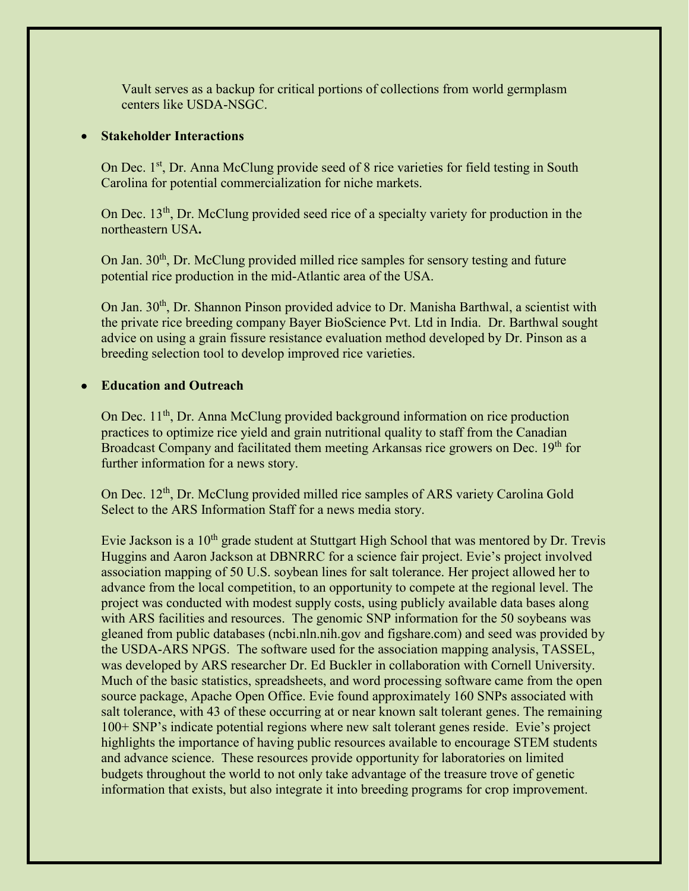Vault serves as a backup for critical portions of collections from world germplasm centers like USDA-NSGC.

- **Stakeholder Interactions**

On Dec. 1st, Dr. Anna McClung provide seed of 8 rice varieties for field testing in South Carolina for potential commercialization for niche markets.

On Dec. 13th, Dr. McClung provided seed rice of a specialty variety for production in the northeastern USA**.**

On Jan. 30th, Dr. McClung provided milled rice samples for sensory testing and future potential rice production in the mid-Atlantic area of the USA.

On Jan. 30th, Dr. Shannon Pinson provided advice to Dr. Manisha Barthwal, a scientist with the private rice breeding company Bayer BioScience Pvt. Ltd in India. Dr. Barthwal sought advice on using a grain fissure resistance evaluation method developed by Dr. Pinson as a breeding selection tool to develop improved rice varieties.

- **Education and Outreach**

On Dec. 11th, Dr. Anna McClung provided background information on rice production practices to optimize rice yield and grain nutritional quality to staff from the Canadian Broadcast Company and facilitated them meeting Arkansas rice growers on Dec. 19th for further information for a news story.

On Dec. 12th, Dr. McClung provided milled rice samples of ARS variety Carolina Gold Select to the ARS Information Staff for a news media story.

Evie Jackson is a 10th grade student at Stuttgart High School that was mentored by Dr. Trevis Huggins and Aaron Jackson at DBNRRC for a science fair project. Evie's project involved association mapping of 50 U.S. soybean lines for salt tolerance. Her project allowed her to advance from the local competition, to an opportunity to compete at the regional level. The project was conducted with modest supply costs, using publicly available data bases along with ARS facilities and resources. The genomic SNP information for the 50 soybeans was gleaned from public databases (ncbi.nln.nih.gov and figshare.com) and seed was provided by the USDA-ARS NPGS. The software used for the association mapping analysis, TASSEL, was developed by ARS researcher Dr. Ed Buckler in collaboration with Cornell University. Much of the basic statistics, spreadsheets, and word processing software came from the open source package, Apache Open Office. Evie found approximately 160 SNPs associated with salt tolerance, with 43 of these occurring at or near known salt tolerant genes. The remaining 100+ SNP's indicate potential regions where new salt tolerant genes reside. Evie's project highlights the importance of having public resources available to encourage STEM students and advance science. These resources provide opportunity for laboratories on limited budgets throughout the world to not only take advantage of the treasure trove of genetic information that exists, but also integrate it into breeding programs for crop improvement.